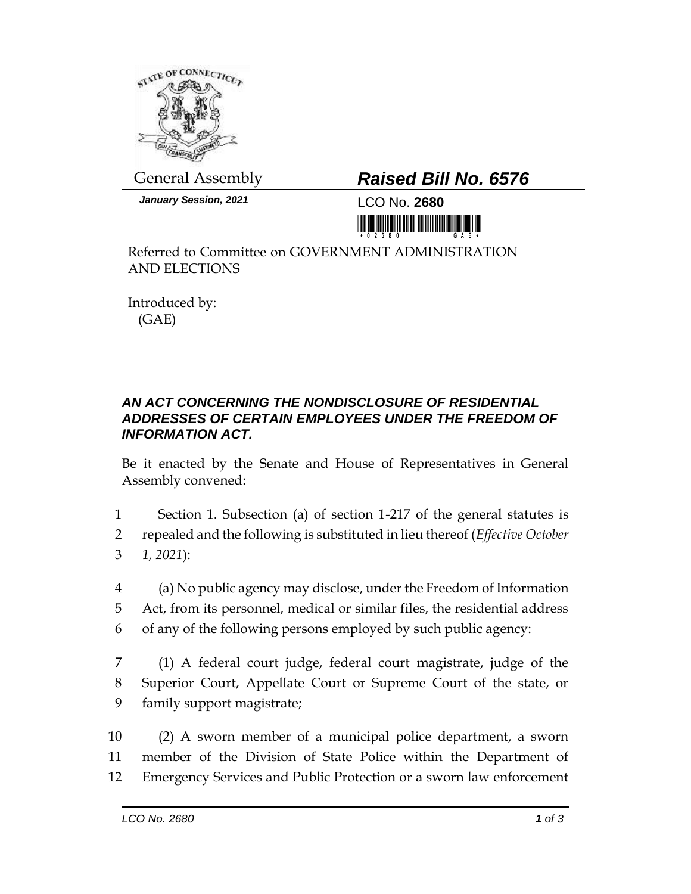General Assembly

***January Session, 2021***

# ***Raised Bill No. 6576***

LCO No. **2680**

Referred to Committee on GOVERNMENT ADMINISTRATION AND ELECTIONS

Introduced by:
(GAE)

## ***AN ACT CONCERNING THE NONDISCLOSURE OF RESIDENTIAL ADDRESSES OF CERTAIN EMPLOYEES UNDER THE FREEDOM OF INFORMATION ACT.***

Be it enacted by the Senate and House of Representatives in General Assembly convened:

1 Section 1. Subsection (a) of section 1-217 of the general statutes is
2 repealed and the following is substituted in lieu thereof (*Effective October*
3 *1, 2021*):

4 (a) No public agency may disclose, under the Freedom of Information
5 Act, from its personnel, medical or similar files, the residential address
6 of any of the following persons employed by such public agency:

7 (1) A federal court judge, federal court magistrate, judge of the
8 Superior Court, Appellate Court or Supreme Court of the state, or
9 family support magistrate;

10 (2) A sworn member of a municipal police department, a sworn
11 member of the Division of State Police within the Department of
12 Emergency Services and Public Protection or a sworn law enforcement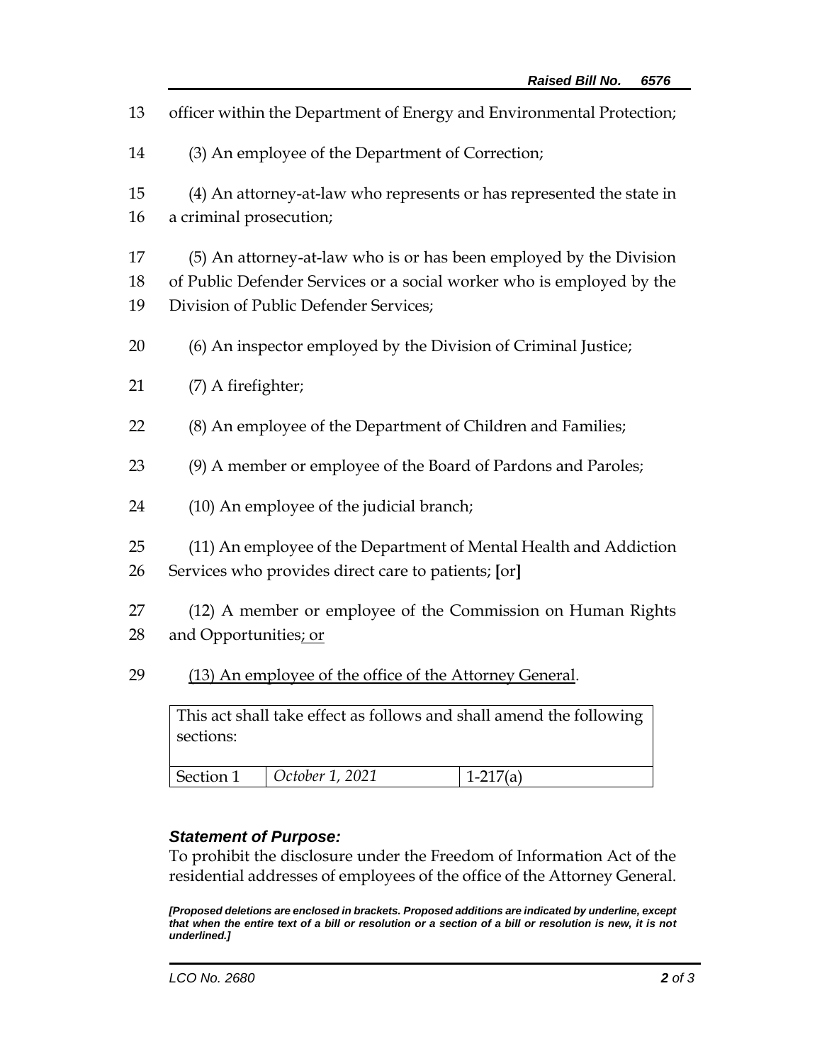officer within the Department of Energy and Environmental Protection;

(3) An employee of the Department of Correction;

(4) An attorney-at-law who represents or has represented the state in a criminal prosecution;

(5) An attorney-at-law who is or has been employed by the Division of Public Defender Services or a social worker who is employed by the Division of Public Defender Services;

(6) An inspector employed by the Division of Criminal Justice;

(7) A firefighter;

(8) An employee of the Department of Children and Families;

(9) A member or employee of the Board of Pardons and Paroles;

(10) An employee of the judicial branch;

(11) An employee of the Department of Mental Health and Addiction Services who provides direct care to patients; **[**or**]**

(12) A member or employee of the Commission on Human Rights and Opportunities<u>; or</u>

<u>(13) An employee of the office of the Attorney General</u>.

| This act shall take effect as follows and shall amend the following sections: | | |
|---|---|---|
| Section 1 | *October 1, 2021* | 1-217(a) |

### *Statement of Purpose:*

To prohibit the disclosure under the Freedom of Information Act of the residential addresses of employees of the office of the Attorney General.

***[Proposed deletions are enclosed in brackets. Proposed additions are indicated by underline, except that when the entire text of a bill or resolution or a section of a bill or resolution is new, it is not underlined.]***